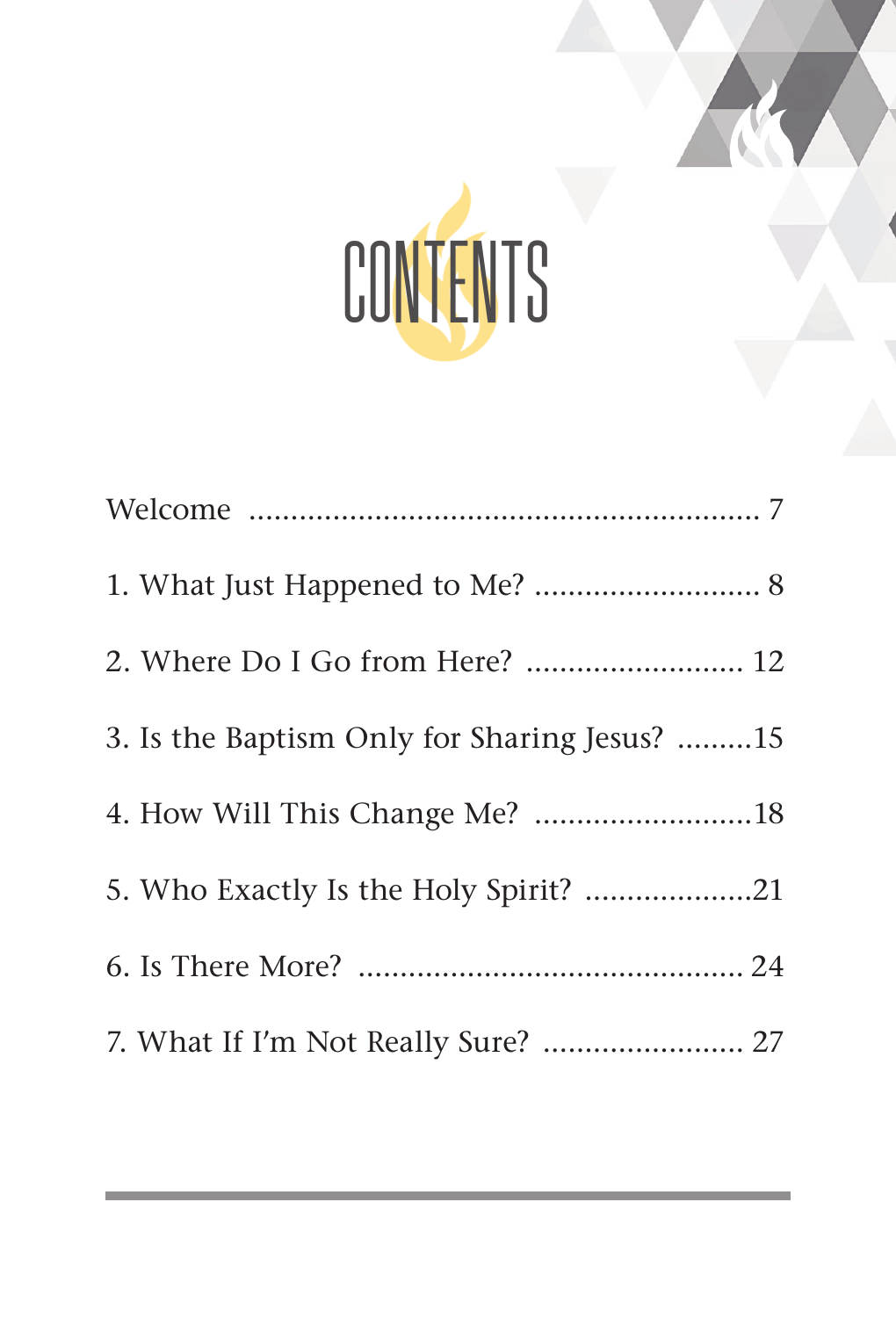# CONTENTS

Welcome ........................................................ 7

1. What Just Happened to Me? ........................... 8
2. Where Do I Go from Here? .......................... 12
3. Is the Baptism Only for Sharing Jesus? .........15
4. How Will This Change Me? ..........................18
5. Who Exactly Is the Holy Spirit? ....................21
6. Is There More? .............................................. 24
7. What If I'm Not Really Sure? ........................ 27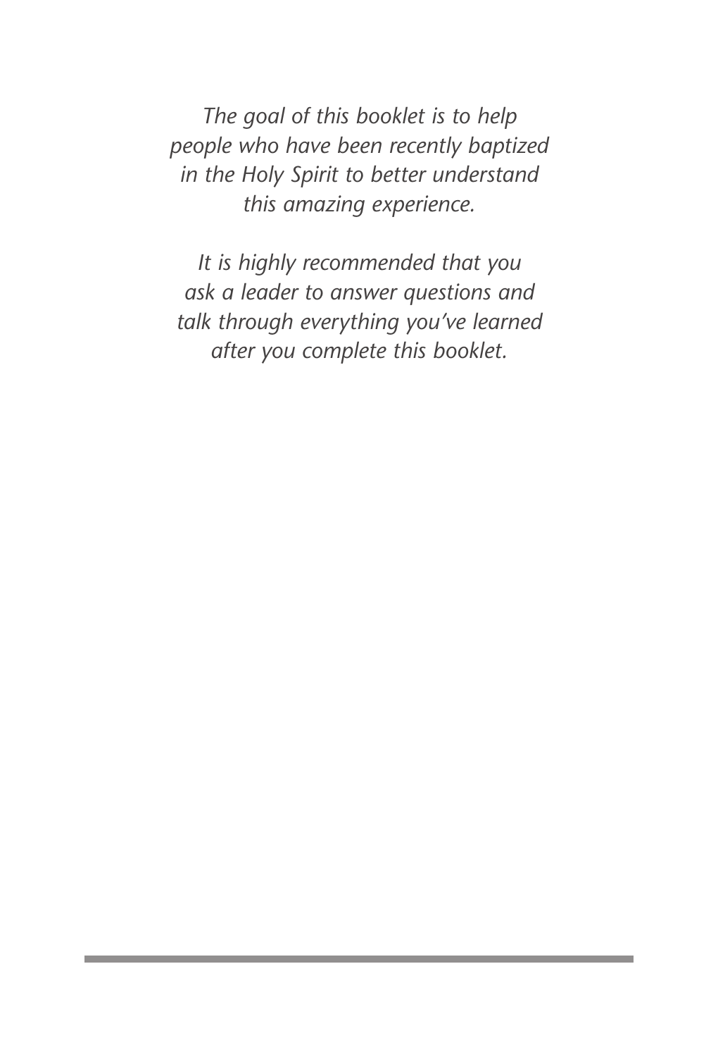*The goal of this booklet is to help people who have been recently baptized in the Holy Spirit to better understand this amazing experience.*

*It is highly recommended that you ask a leader to answer questions and talk through everything you've learned after you complete this booklet.*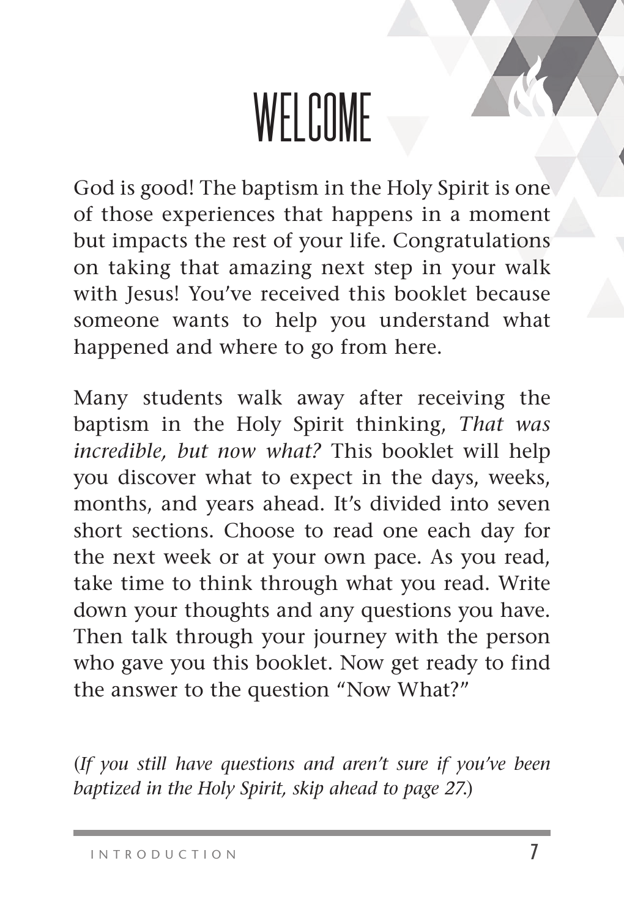# WELCOME

God is good! The baptism in the Holy Spirit is one of those experiences that happens in a moment but impacts the rest of your life. Congratulations on taking that amazing next step in your walk with Jesus! You've received this booklet because someone wants to help you understand what happened and where to go from here.

Many students walk away after receiving the baptism in the Holy Spirit thinking, *That was incredible, but now what?* This booklet will help you discover what to expect in the days, weeks, months, and years ahead. It's divided into seven short sections. Choose to read one each day for the next week or at your own pace. As you read, take time to think through what you read. Write down your thoughts and any questions you have. Then talk through your journey with the person who gave you this booklet. Now get ready to find the answer to the question "Now What?"

(*If you still have questions and aren't sure if you've been baptized in the Holy Spirit, skip ahead to page 27.*)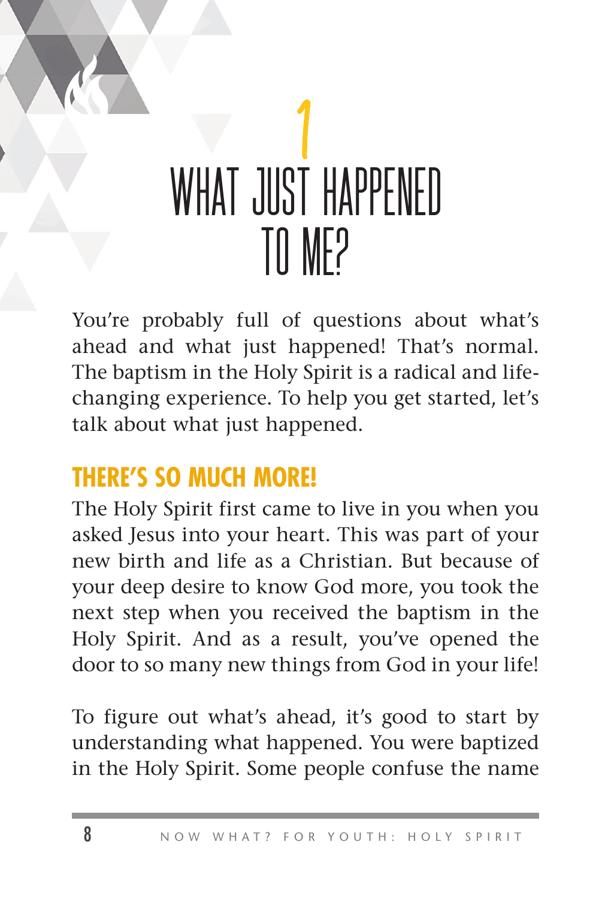# 1 WHAT JUST HAPPENED TO ME?

You're probably full of questions about what's ahead and what just happened! That's normal. The baptism in the Holy Spirit is a radical and life-changing experience. To help you get started, let's talk about what just happened.

## THERE'S SO MUCH MORE!

The Holy Spirit first came to live in you when you asked Jesus into your heart. This was part of your new birth and life as a Christian. But because of your deep desire to know God more, you took the next step when you received the baptism in the Holy Spirit. And as a result, you've opened the door to so many new things from God in your life!

To figure out what's ahead, it's good to start by understanding what happened. You were baptized in the Holy Spirit. Some people confuse the name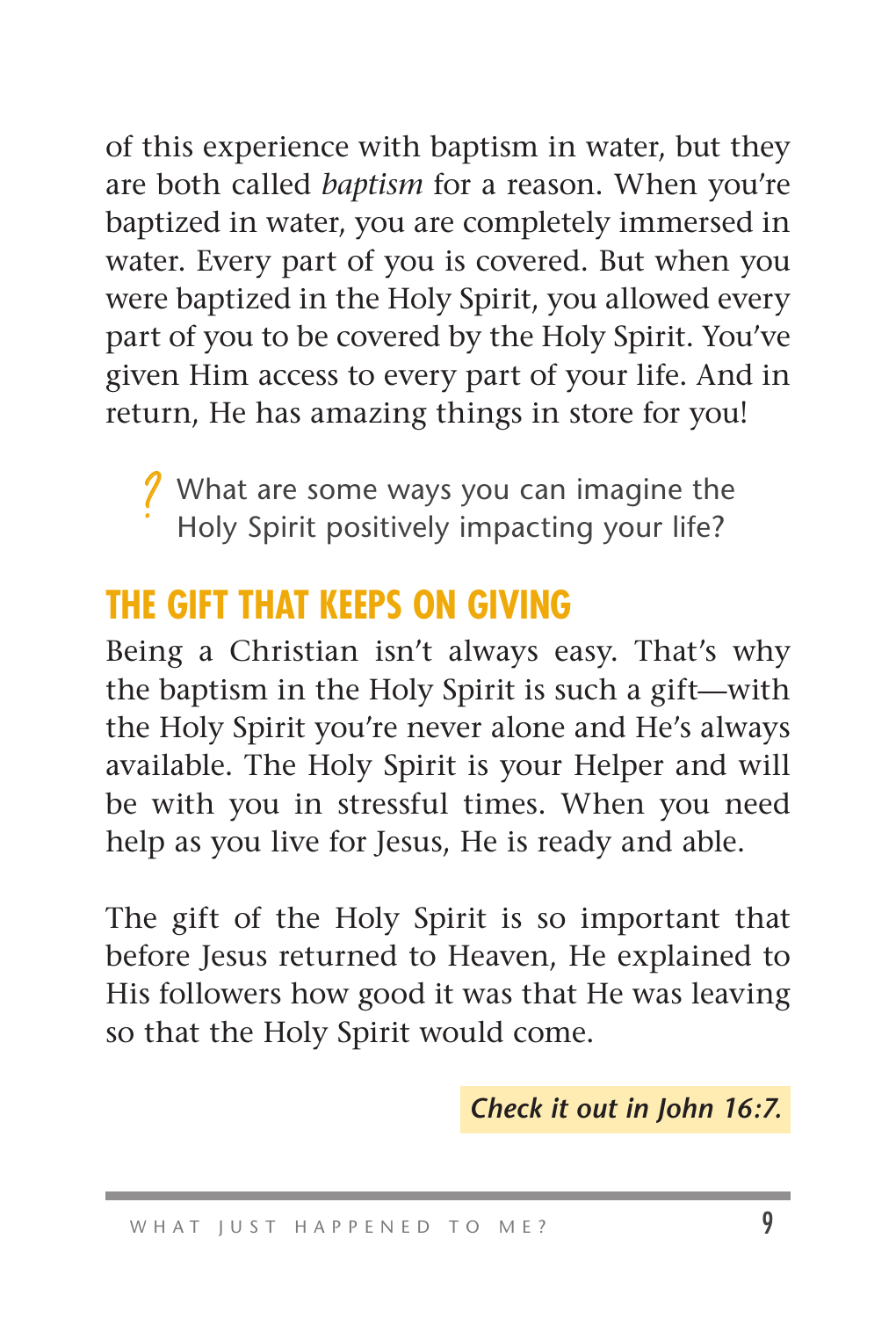of this experience with baptism in water, but they are both called *baptism* for a reason. When you're baptized in water, you are completely immersed in water. Every part of you is covered. But when you were baptized in the Holy Spirit, you allowed every part of you to be covered by the Holy Spirit. You've given Him access to every part of your life. And in return, He has amazing things in store for you!

? What are some ways you can imagine the Holy Spirit positively impacting your life?

## THE GIFT THAT KEEPS ON GIVING

Being a Christian isn't always easy. That's why the baptism in the Holy Spirit is such a gift—with the Holy Spirit you're never alone and He's always available. The Holy Spirit is your Helper and will be with you in stressful times. When you need help as you live for Jesus, He is ready and able.

The gift of the Holy Spirit is so important that before Jesus returned to Heaven, He explained to His followers how good it was that He was leaving so that the Holy Spirit would come.

***Check it out in John 16:7.***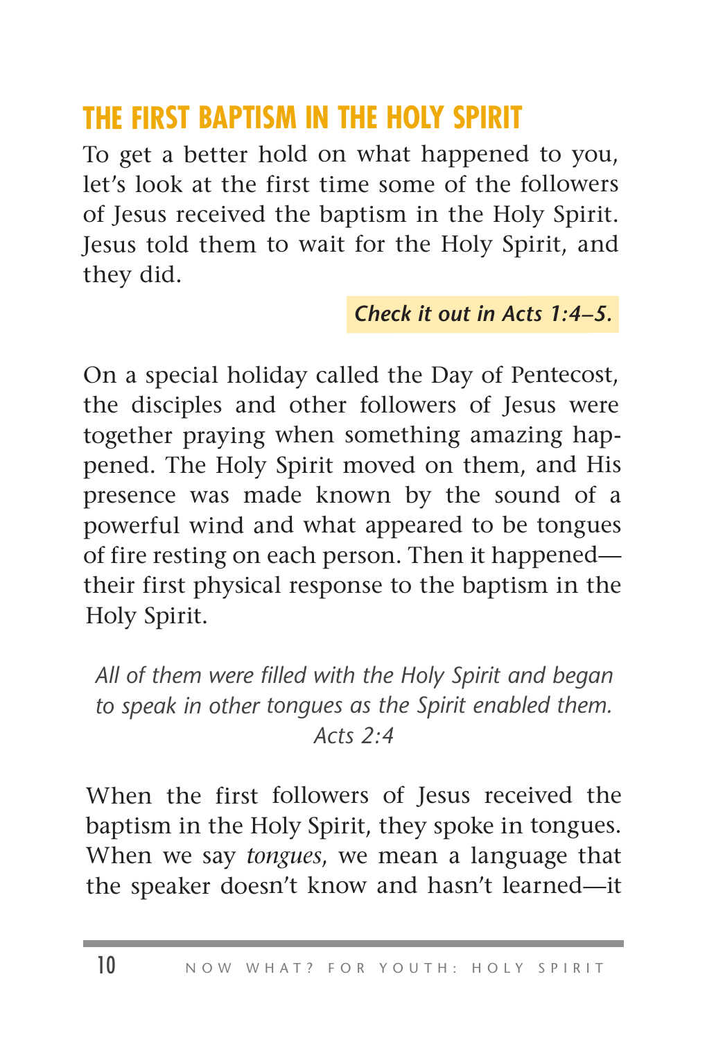## THE FIRST BAPTISM IN THE HOLY SPIRIT

To get a better hold on what happened to you, let's look at the first time some of the followers of Jesus received the baptism in the Holy Spirit. Jesus told them to wait for the Holy Spirit, and they did.

***Check it out in Acts 1:4–5.***

On a special holiday called the Day of Pentecost, the disciples and other followers of Jesus were together praying when something amazing happened. The Holy Spirit moved on them, and His presence was made known by the sound of a powerful wind and what appeared to be tongues of fire resting on each person. Then it happened—their first physical response to the baptism in the Holy Spirit.

*All of them were filled with the Holy Spirit and began to speak in other tongues as the Spirit enabled them.*
*Acts 2:4*

When the first followers of Jesus received the baptism in the Holy Spirit, they spoke in tongues. When we say *tongues*, we mean a language that the speaker doesn't know and hasn't learned—it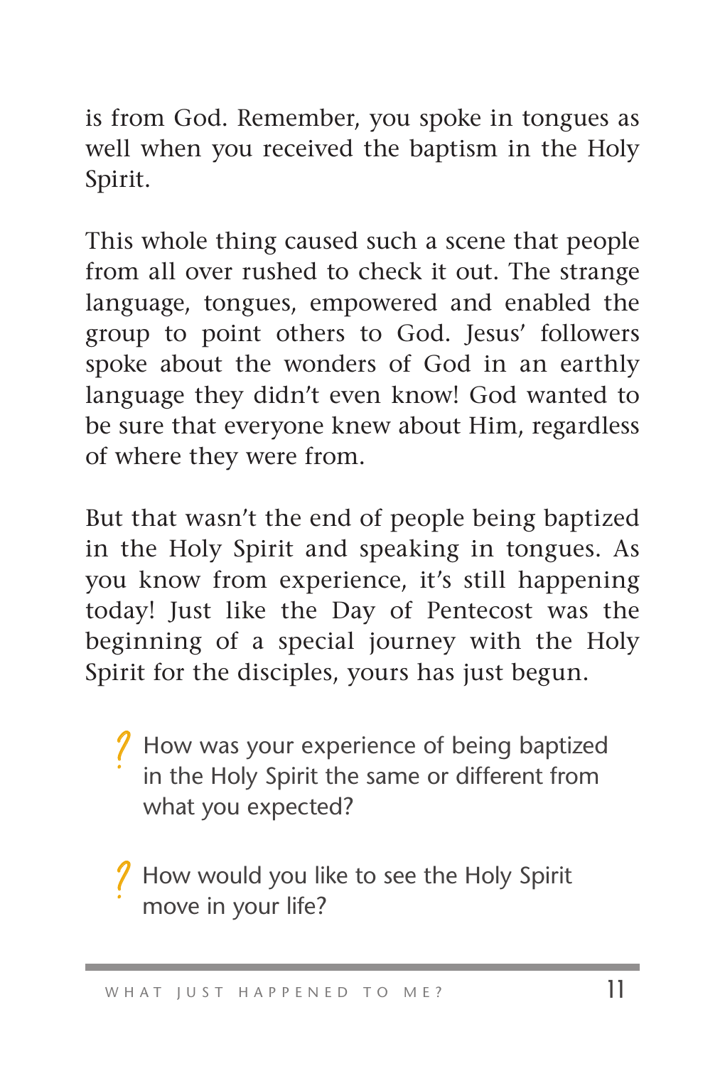is from God. Remember, you spoke in tongues as well when you received the baptism in the Holy Spirit.

This whole thing caused such a scene that people from all over rushed to check it out. The strange language, tongues, empowered and enabled the group to point others to God. Jesus' followers spoke about the wonders of God in an earthly language they didn't even know! God wanted to be sure that everyone knew about Him, regardless of where they were from.

But that wasn't the end of people being baptized in the Holy Spirit and speaking in tongues. As you know from experience, it's still happening today! Just like the Day of Pentecost was the beginning of a special journey with the Holy Spirit for the disciples, yours has just begun.

? How was your experience of being baptized in the Holy Spirit the same or different from what you expected?

? How would you like to see the Holy Spirit move in your life?